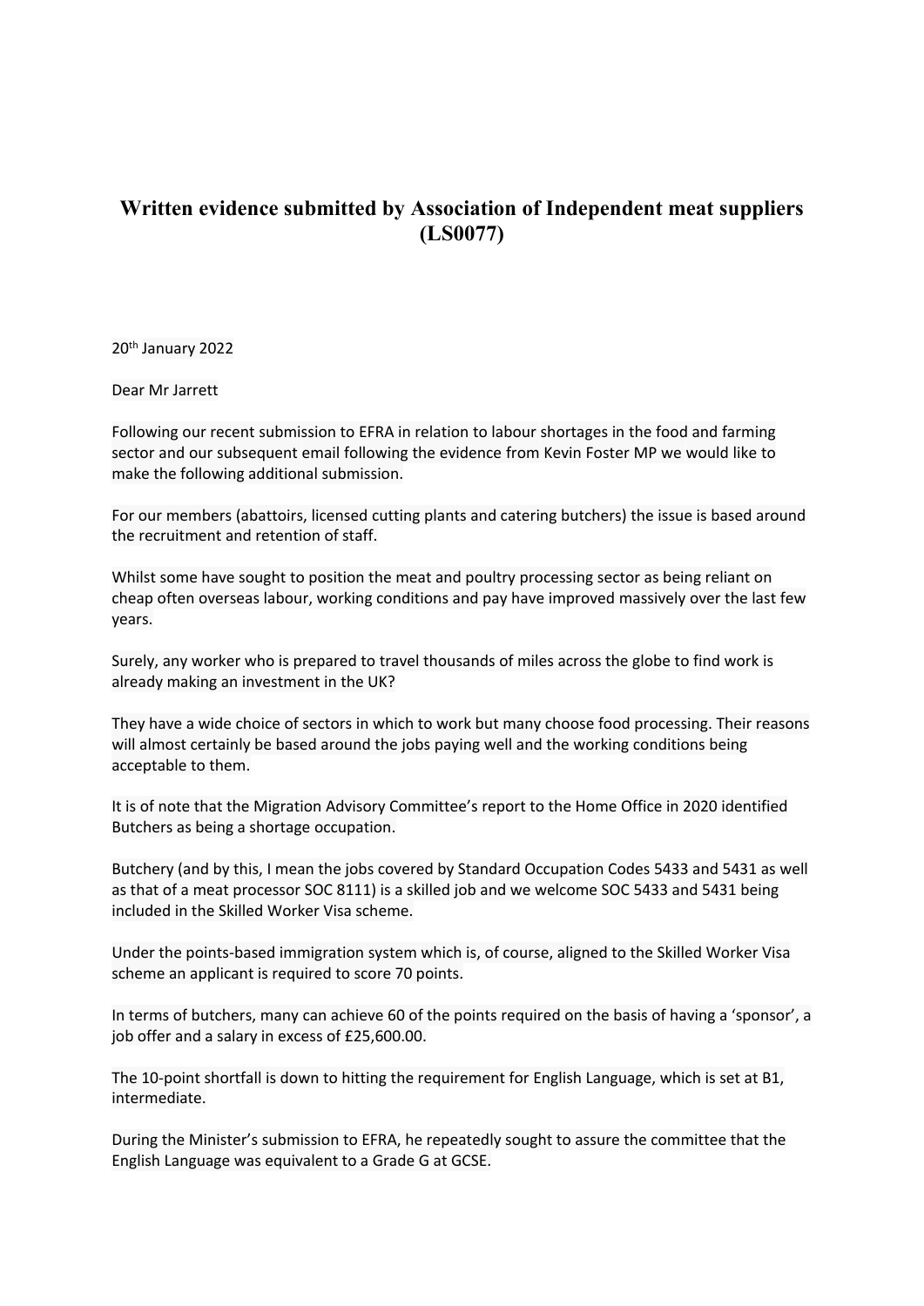# Written evidence submitted by Association of Independent meat suppliers (LS0077)

20th January 2022

Dear Mr Jarrett

Following our recent submission to EFRA in relation to labour shortages in the food and farming sector and our subsequent email following the evidence from Kevin Foster MP we would like to make the following additional submission.

For our members (abattoirs, licensed cutting plants and catering butchers) the issue is based around the recruitment and retention of staff.

Whilst some have sought to position the meat and poultry processing sector as being reliant on cheap often overseas labour, working conditions and pay have improved massively over the last few years.

Surely, any worker who is prepared to travel thousands of miles across the globe to find work is already making an investment in the UK?

They have a wide choice of sectors in which to work but many choose food processing. Their reasons will almost certainly be based around the jobs paying well and the working conditions being acceptable to them.

It is of note that the Migration Advisory Committee's report to the Home Office in 2020 identified Butchers as being a shortage occupation.

Butchery (and by this, I mean the jobs covered by Standard Occupation Codes 5433 and 5431 as well as that of a meat processor SOC 8111) is a skilled job and we welcome SOC 5433 and 5431 being included in the Skilled Worker Visa scheme.

Under the points-based immigration system which is, of course, aligned to the Skilled Worker Visa scheme an applicant is required to score 70 points.

In terms of butchers, many can achieve 60 of the points required on the basis of having a 'sponsor', a job offer and a salary in excess of £25,600.00.

The 10-point shortfall is down to hitting the requirement for English Language, which is set at B1, intermediate.

During the Minister's submission to EFRA, he repeatedly sought to assure the committee that the English Language was equivalent to a Grade G at GCSE.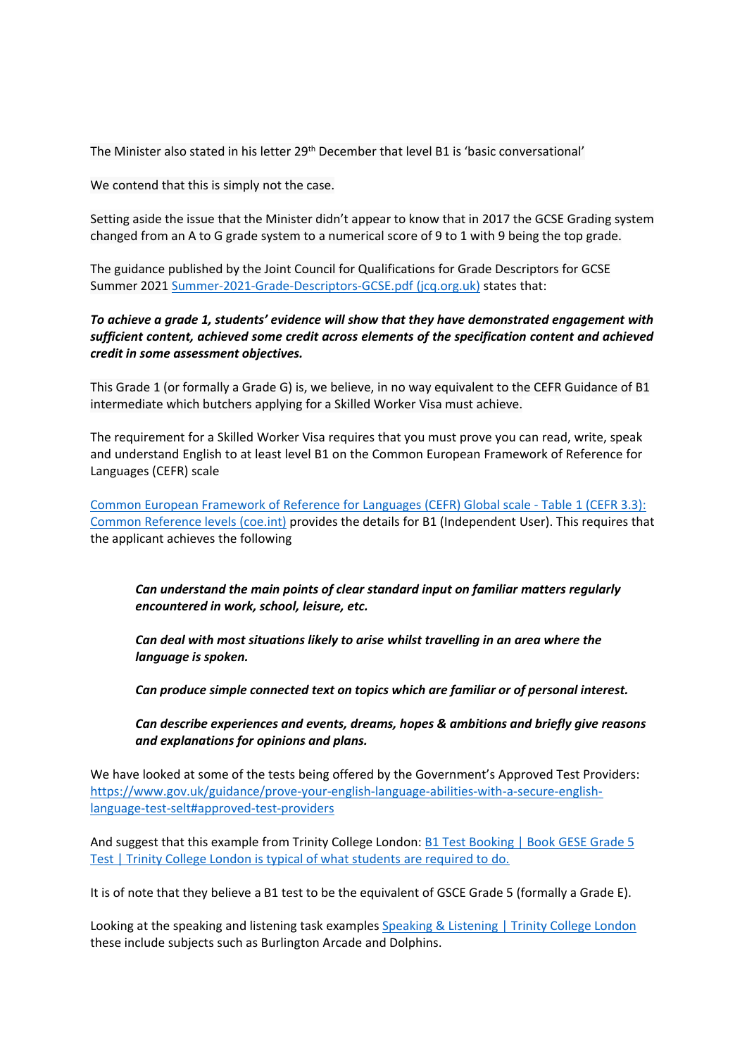The Minister also stated in his letter 29th December that level B1 is 'basic conversational'

We contend that this is simply not the case.

Setting aside the issue that the Minister didn't appear to know that in 2017 the GCSE Grading system changed from an A to G grade system to a numerical score of 9 to 1 with 9 being the top grade.

The guidance published by the Joint Council for Qualifications for Grade Descriptors for GCSE Summer 2021 [Summer-2021-Grade-Descriptors-GCSE.pdf (jcq.org.uk)]() states that:

***To achieve a grade 1, students' evidence will show that they have demonstrated engagement with sufficient content, achieved some credit across elements of the specification content and achieved credit in some assessment objectives.***

This Grade 1 (or formally a Grade G) is, we believe, in no way equivalent to the CEFR Guidance of B1 intermediate which butchers applying for a Skilled Worker Visa must achieve.

The requirement for a Skilled Worker Visa requires that you must prove you can read, write, speak and understand English to at least level B1 on the Common European Framework of Reference for Languages (CEFR) scale

[Common European Framework of Reference for Languages (CEFR) Global scale - Table 1 (CEFR 3.3): Common Reference levels (coe.int)]() provides the details for B1 (Independent User). This requires that the applicant achieves the following

> ***Can understand the main points of clear standard input on familiar matters regularly encountered in work, school, leisure, etc.***
>
> ***Can deal with most situations likely to arise whilst travelling in an area where the language is spoken.***
>
> ***Can produce simple connected text on topics which are familiar or of personal interest.***
>
> ***Can describe experiences and events, dreams, hopes & ambitions and briefly give reasons and explanations for opinions and plans.***

We have looked at some of the tests being offered by the Government's Approved Test Providers: https://www.gov.uk/guidance/prove-your-english-language-abilities-with-a-secure-english-language-test-selt#approved-test-providers

And suggest that this example from Trinity College London: [B1 Test Booking | Book GESE Grade 5 Test | Trinity College London is typical of what students are required to do.]()

It is of note that they believe a B1 test to be the equivalent of GSCE Grade 5 (formally a Grade E).

Looking at the speaking and listening task examples [Speaking & Listening | Trinity College London]() these include subjects such as Burlington Arcade and Dolphins.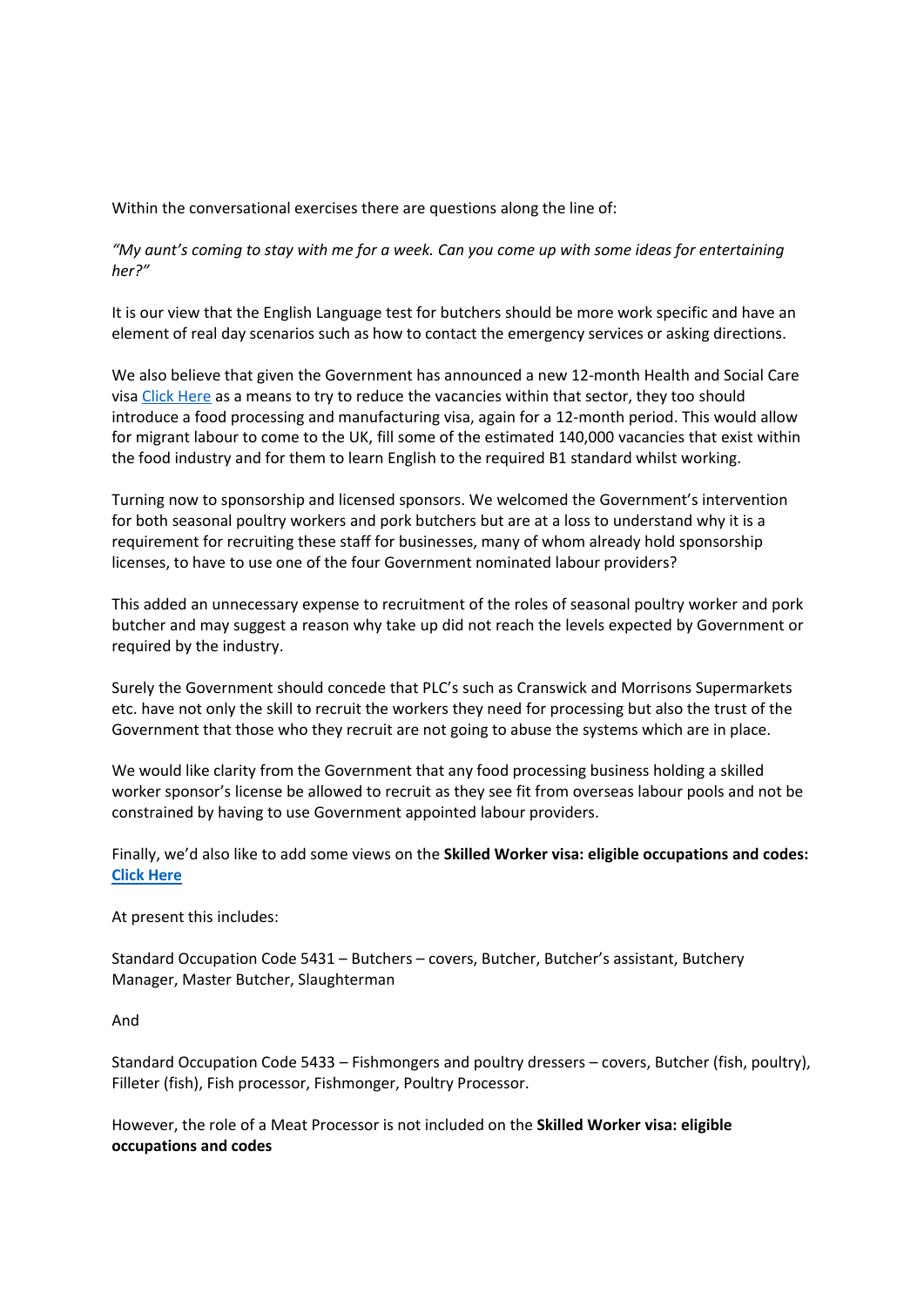Within the conversational exercises there are questions along the line of:

*"My aunt's coming to stay with me for a week. Can you come up with some ideas for entertaining her?"*

It is our view that the English Language test for butchers should be more work specific and have an element of real day scenarios such as how to contact the emergency services or asking directions.

We also believe that given the Government has announced a new 12-month Health and Social Care visa Click Here as a means to try to reduce the vacancies within that sector, they too should introduce a food processing and manufacturing visa, again for a 12-month period. This would allow for migrant labour to come to the UK, fill some of the estimated 140,000 vacancies that exist within the food industry and for them to learn English to the required B1 standard whilst working.

Turning now to sponsorship and licensed sponsors. We welcomed the Government's intervention for both seasonal poultry workers and pork butchers but are at a loss to understand why it is a requirement for recruiting these staff for businesses, many of whom already hold sponsorship licenses, to have to use one of the four Government nominated labour providers?

This added an unnecessary expense to recruitment of the roles of seasonal poultry worker and pork butcher and may suggest a reason why take up did not reach the levels expected by Government or required by the industry.

Surely the Government should concede that PLC's such as Cranswick and Morrisons Supermarkets etc. have not only the skill to recruit the workers they need for processing but also the trust of the Government that those who they recruit are not going to abuse the systems which are in place.

We would like clarity from the Government that any food processing business holding a skilled worker sponsor's license be allowed to recruit as they see fit from overseas labour pools and not be constrained by having to use Government appointed labour providers.

Finally, we'd also like to add some views on the **Skilled Worker visa: eligible occupations and codes:** **Click Here**

At present this includes:

Standard Occupation Code 5431 – Butchers – covers, Butcher, Butcher's assistant, Butchery Manager, Master Butcher, Slaughterman

And

Standard Occupation Code 5433 – Fishmongers and poultry dressers – covers, Butcher (fish, poultry), Filleter (fish), Fish processor, Fishmonger, Poultry Processor.

However, the role of a Meat Processor is not included on the **Skilled Worker visa: eligible occupations and codes**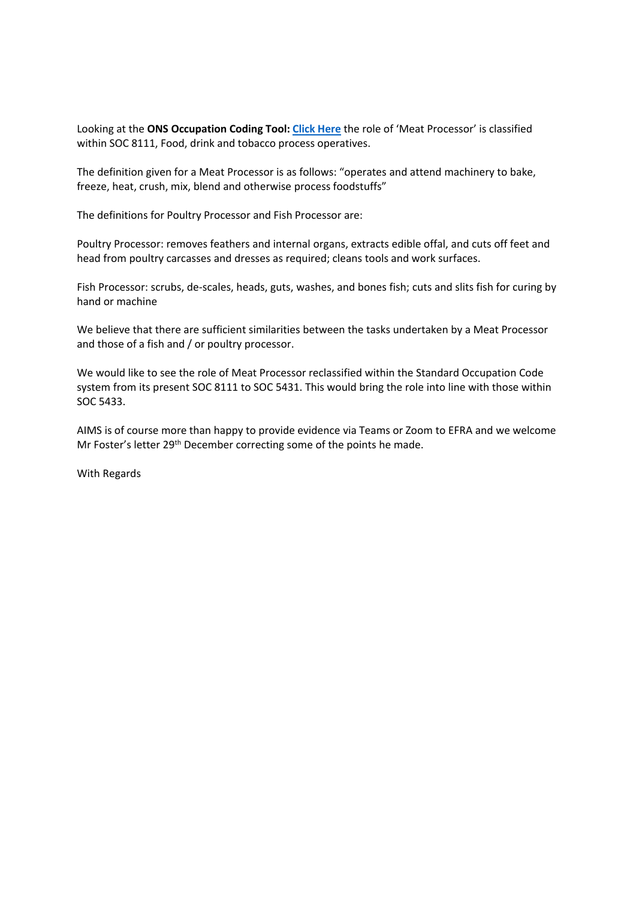Looking at the **ONS Occupation Coding Tool:** [Click Here]() the role of 'Meat Processor' is classified within SOC 8111, Food, drink and tobacco process operatives.

The definition given for a Meat Processor is as follows: "operates and attend machinery to bake, freeze, heat, crush, mix, blend and otherwise process foodstuffs"

The definitions for Poultry Processor and Fish Processor are:

Poultry Processor: removes feathers and internal organs, extracts edible offal, and cuts off feet and head from poultry carcasses and dresses as required; cleans tools and work surfaces.

Fish Processor: scrubs, de-scales, heads, guts, washes, and bones fish; cuts and slits fish for curing by hand or machine

We believe that there are sufficient similarities between the tasks undertaken by a Meat Processor and those of a fish and / or poultry processor.

We would like to see the role of Meat Processor reclassified within the Standard Occupation Code system from its present SOC 8111 to SOC 5431. This would bring the role into line with those within SOC 5433.

AIMS is of course more than happy to provide evidence via Teams or Zoom to EFRA and we welcome Mr Foster's letter 29th December correcting some of the points he made.

With Regards